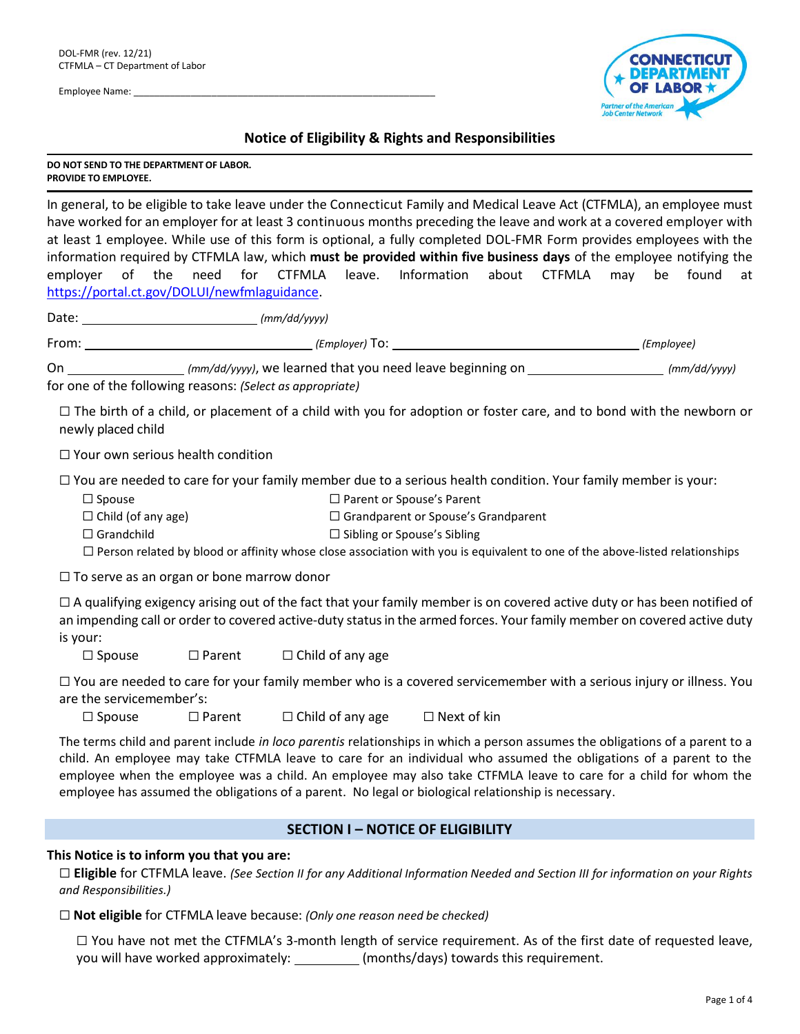DOL-FMR (rev. 12/21)
CTFMLA – CT Department of Labor

Employee Name: ___________________________________________________________

# Notice of Eligibility & Rights and Responsibilities

**DO NOT SEND TO THE DEPARTMENT OF LABOR.**
**PROVIDE TO EMPLOYEE.**

In general, to be eligible to take leave under the Connecticut Family and Medical Leave Act (CTFMLA), an employee must have worked for an employer for at least 3 continuous months preceding the leave and work at a covered employer with at least 1 employee. While use of this form is optional, a fully completed DOL-FMR Form provides employees with the information required by CTFMLA law, which **must be provided within five business days** of the employee notifying the employer of the need for CTFMLA leave. Information about CTFMLA may be found at https://portal.ct.gov/DOLUI/newfmlaguidance.

Date: ______________________ *(mm/dd/yyyy)*

From: ______________________________ *(Employer)* To: ______________________________ *(Employee)*

On ______________ *(mm/dd/yyyy)*, we learned that you need leave beginning on ________________ *(mm/dd/yyyy)* for one of the following reasons: *(Select as appropriate)*

☐ The birth of a child, or placement of a child with you for adoption or foster care, and to bond with the newborn or newly placed child

☐ Your own serious health condition

☐ You are needed to care for your family member due to a serious health condition. Your family member is your:

- ☐ Spouse
- ☐ Parent or Spouse's Parent
- ☐ Child (of any age)
- ☐ Grandparent or Spouse's Grandparent
- ☐ Grandchild
- ☐ Sibling or Spouse's Sibling
- ☐ Person related by blood or affinity whose close association with you is equivalent to one of the above-listed relationships

☐ To serve as an organ or bone marrow donor

☐ A qualifying exigency arising out of the fact that your family member is on covered active duty or has been notified of an impending call or order to covered active-duty status in the armed forces. Your family member on covered active duty is your:

☐ Spouse ☐ Parent ☐ Child of any age

☐ You are needed to care for your family member who is a covered servicemember with a serious injury or illness. You are the servicemember's:

☐ Spouse ☐ Parent ☐ Child of any age ☐ Next of kin

The terms child and parent include *in loco parentis* relationships in which a person assumes the obligations of a parent to a child. An employee may take CTFMLA leave to care for an individual who assumed the obligations of a parent to the employee when the employee was a child. An employee may also take CTFMLA leave to care for a child for whom the employee has assumed the obligations of a parent. No legal or biological relationship is necessary.

## SECTION I – NOTICE OF ELIGIBILITY

**This Notice is to inform you that you are:**

☐ **Eligible** for CTFMLA leave. *(See Section II for any Additional Information Needed and Section III for information on your Rights and Responsibilities.)*

☐ **Not eligible** for CTFMLA leave because: *(Only one reason need be checked)*

☐ You have not met the CTFMLA's 3-month length of service requirement. As of the first date of requested leave, you will have worked approximately: __________ (months/days) towards this requirement.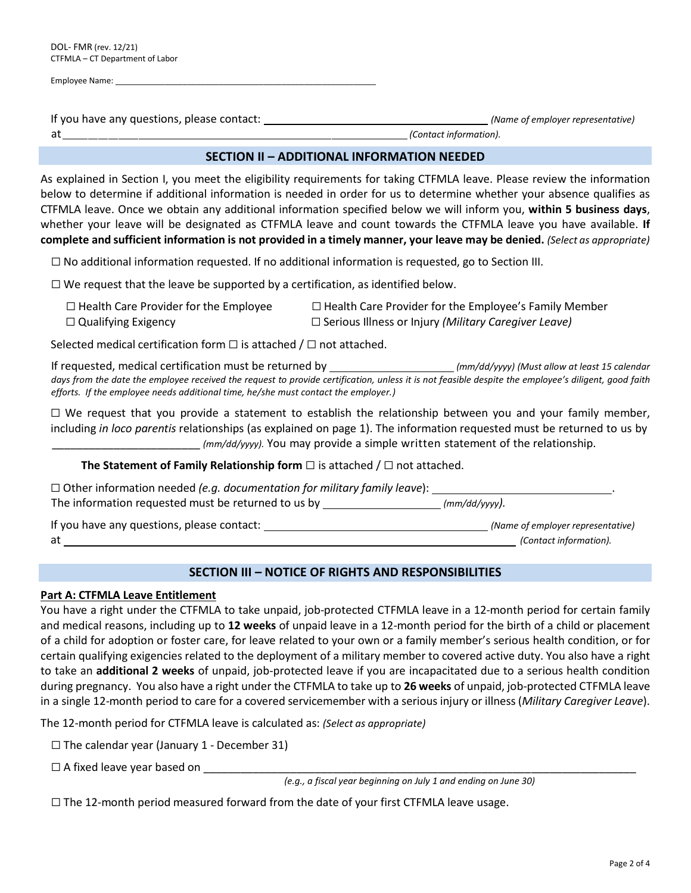DOL- FMR (rev. 12/21)
CTFMLA – CT Department of Labor

Employee Name: ______________________________________________________

If you have any questions, please contact: ____________________________________ *(Name of employer representative)* at ______________________________________________________________ *(Contact information).*

## SECTION II – ADDITIONAL INFORMATION NEEDED

As explained in Section I, you meet the eligibility requirements for taking CTFMLA leave. Please review the information below to determine if additional information is needed in order for us to determine whether your absence qualifies as CTFMLA leave. Once we obtain any additional information specified below we will inform you, **within 5 business days**, whether your leave will be designated as CTFMLA leave and count towards the CTFMLA leave you have available. **If complete and sufficient information is not provided in a timely manner, your leave may be denied.** *(Select as appropriate)*

☐ No additional information requested. If no additional information is requested, go to Section III.

☐ We request that the leave be supported by a certification, as identified below.

☐ Health Care Provider for the Employee
☐ Health Care Provider for the Employee's Family Member
☐ Qualifying Exigency
☐ Serious Illness or Injury *(Military Caregiver Leave)*

Selected medical certification form ☐ is attached / ☐ not attached.

If requested, medical certification must be returned by ____________________ *(mm/dd/yyyy) (Must allow at least 15 calendar days from the date the employee received the request to provide certification, unless it is not feasible despite the employee's diligent, good faith efforts. If the employee needs additional time, he/she must contact the employer.)*

☐ We request that you provide a statement to establish the relationship between you and your family member, including *in loco parentis* relationships (as explained on page 1). The information requested must be returned to us by ________________________ *(mm/dd/yyyy).* You may provide a simple written statement of the relationship.

**The Statement of Family Relationship form** ☐ is attached / ☐ not attached.

☐ Other information needed *(e.g. documentation for military family leave)*: ______________________________.
The information requested must be returned to us by ____________________ *(mm/dd/yyyy).*

If you have any questions, please contact: ____________________________________ *(Name of employer representative)* at ______________________________________________________________ *(Contact information).*

## SECTION III – NOTICE OF RIGHTS AND RESPONSIBILITIES

### Part A: CTFMLA Leave Entitlement

You have a right under the CTFMLA to take unpaid, job-protected CTFMLA leave in a 12-month period for certain family and medical reasons, including up to **12 weeks** of unpaid leave in a 12-month period for the birth of a child or placement of a child for adoption or foster care, for leave related to your own or a family member's serious health condition, or for certain qualifying exigencies related to the deployment of a military member to covered active duty. You also have a right to take an **additional 2 weeks** of unpaid, job-protected leave if you are incapacitated due to a serious health condition during pregnancy. You also have a right under the CTFMLA to take up to **26 weeks** of unpaid, job-protected CTFMLA leave in a single 12-month period to care for a covered servicemember with a serious injury or illness (*Military Caregiver Leave*).

The 12-month period for CTFMLA leave is calculated as: *(Select as appropriate)*

☐ The calendar year (January 1 - December 31)

☐ A fixed leave year based on ____________________________________________________________
*(e.g., a fiscal year beginning on July 1 and ending on June 30)*

☐ The 12-month period measured forward from the date of your first CTFMLA leave usage.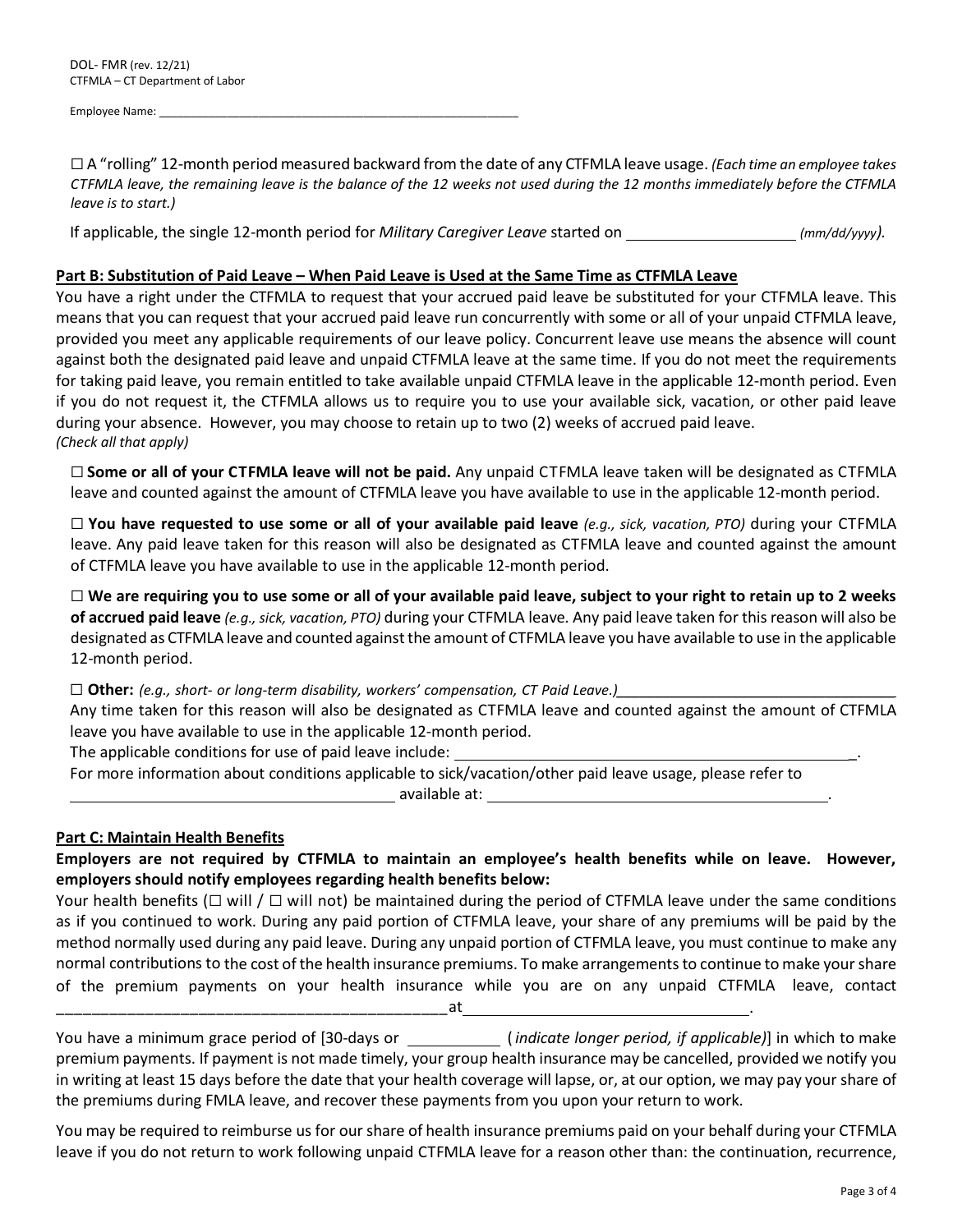DOL- FMR (rev. 12/21)
CTFMLA – CT Department of Labor

Employee Name: _______________________________________________________

☐ A "rolling" 12-month period measured backward from the date of any CTFMLA leave usage. *(Each time an employee takes CTFMLA leave, the remaining leave is the balance of the 12 weeks not used during the 12 months immediately before the CTFMLA leave is to start.)*

If applicable, the single 12-month period for *Military Caregiver Leave* started on ____________________ *(mm/dd/yyyy).*

**Part B: Substitution of Paid Leave – When Paid Leave is Used at the Same Time as CTFMLA Leave**

You have a right under the CTFMLA to request that your accrued paid leave be substituted for your CTFMLA leave. This means that you can request that your accrued paid leave run concurrently with some or all of your unpaid CTFMLA leave, provided you meet any applicable requirements of our leave policy. Concurrent leave use means the absence will count against both the designated paid leave and unpaid CTFMLA leave at the same time. If you do not meet the requirements for taking paid leave, you remain entitled to take available unpaid CTFMLA leave in the applicable 12-month period. Even if you do not request it, the CTFMLA allows us to require you to use your available sick, vacation, or other paid leave during your absence. However, you may choose to retain up to two (2) weeks of accrued paid leave.
*(Check all that apply)*

☐ **Some or all of your CTFMLA leave will not be paid.** Any unpaid CTFMLA leave taken will be designated as CTFMLA leave and counted against the amount of CTFMLA leave you have available to use in the applicable 12-month period.

☐ **You have requested to use some or all of your available paid leave** *(e.g., sick, vacation, PTO)* during your CTFMLA leave. Any paid leave taken for this reason will also be designated as CTFMLA leave and counted against the amount of CTFMLA leave you have available to use in the applicable 12-month period.

☐ **We are requiring you to use some or all of your available paid leave, subject to your right to retain up to 2 weeks of accrued paid leave** *(e.g., sick, vacation, PTO)* during your CTFMLA leave. Any paid leave taken for this reason will also be designated as CTFMLA leave and counted against the amount of CTFMLA leave you have available to use in the applicable 12-month period.

☐ **Other:** *(e.g., short- or long-term disability, workers' compensation, CT Paid Leave.)*__________________________________
Any time taken for this reason will also be designated as CTFMLA leave and counted against the amount of CTFMLA leave you have available to use in the applicable 12-month period.
The applicable conditions for use of paid leave include: __________________________________________________.
For more information about conditions applicable to sick/vacation/other paid leave usage, please refer to
_______________________________________ available at: __________________________________________.

**Part C: Maintain Health Benefits**

**Employers are not required by CTFMLA to maintain an employee's health benefits while on leave. However, employers should notify employees regarding health benefits below:**

Your health benefits (☐ will / ☐ will not) be maintained during the period of CTFMLA leave under the same conditions as if you continued to work. During any paid portion of CTFMLA leave, your share of any premiums will be paid by the method normally used during any paid leave. During any unpaid portion of CTFMLA leave, you must continue to make any normal contributions to the cost of the health insurance premiums. To make arrangements to continue to make your share of the premium payments on your health insurance while you are on any unpaid CTFMLA leave, contact _______________________________________________at__________________________________.

You have a minimum grace period of [30-days or __________ (*indicate longer period, if applicable)*] in which to make premium payments. If payment is not made timely, your group health insurance may be cancelled, provided we notify you in writing at least 15 days before the date that your health coverage will lapse, or, at our option, we may pay your share of the premiums during FMLA leave, and recover these payments from you upon your return to work.

You may be required to reimburse us for our share of health insurance premiums paid on your behalf during your CTFMLA leave if you do not return to work following unpaid CTFMLA leave for a reason other than: the continuation, recurrence,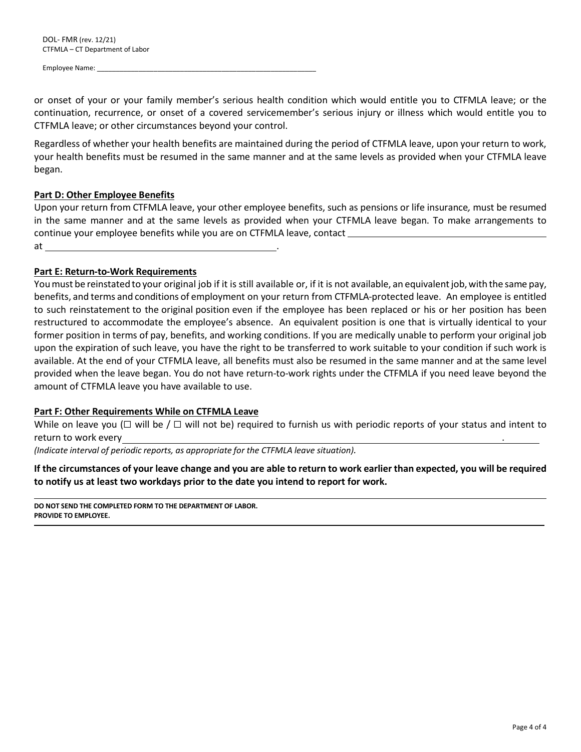Employee Name: ______________________________________________________

or onset of your or your family member's serious health condition which would entitle you to CTFMLA leave; or the continuation, recurrence, or onset of a covered servicemember's serious injury or illness which would entitle you to CTFMLA leave; or other circumstances beyond your control.

Regardless of whether your health benefits are maintained during the period of CTFMLA leave, upon your return to work, your health benefits must be resumed in the same manner and at the same levels as provided when your CTFMLA leave began.

**Part D: Other Employee Benefits**

Upon your return from CTFMLA leave, your other employee benefits, such as pensions or life insurance, must be resumed in the same manner and at the same levels as provided when your CTFMLA leave began. To make arrangements to continue your employee benefits while you are on CTFMLA leave, contact ________________________________________ at ______________________________________________.

**Part E: Return-to-Work Requirements**

You must be reinstated to your original job if it is still available or, if it is not available, an equivalent job, with the same pay, benefits, and terms and conditions of employment on your return from CTFMLA-protected leave. An employee is entitled to such reinstatement to the original position even if the employee has been replaced or his or her position has been restructured to accommodate the employee's absence. An equivalent position is one that is virtually identical to your former position in terms of pay, benefits, and working conditions. If you are medically unable to perform your original job upon the expiration of such leave, you have the right to be transferred to work suitable to your condition if such work is available. At the end of your CTFMLA leave, all benefits must also be resumed in the same manner and at the same level provided when the leave began. You do not have return-to-work rights under the CTFMLA if you need leave beyond the amount of CTFMLA leave you have available to use.

**Part F: Other Requirements While on CTFMLA Leave**

While on leave you (☐ will be / ☐ will not be) required to furnish us with periodic reports of your status and intent to return to work every ______________________________________________________________________________.

*(Indicate interval of periodic reports, as appropriate for the CTFMLA leave situation).*

**If the circumstances of your leave change and you are able to return to work earlier than expected, you will be required to notify us at least two workdays prior to the date you intend to report for work.**

**DO NOT SEND THE COMPLETED FORM TO THE DEPARTMENT OF LABOR.**
**PROVIDE TO EMPLOYEE.**